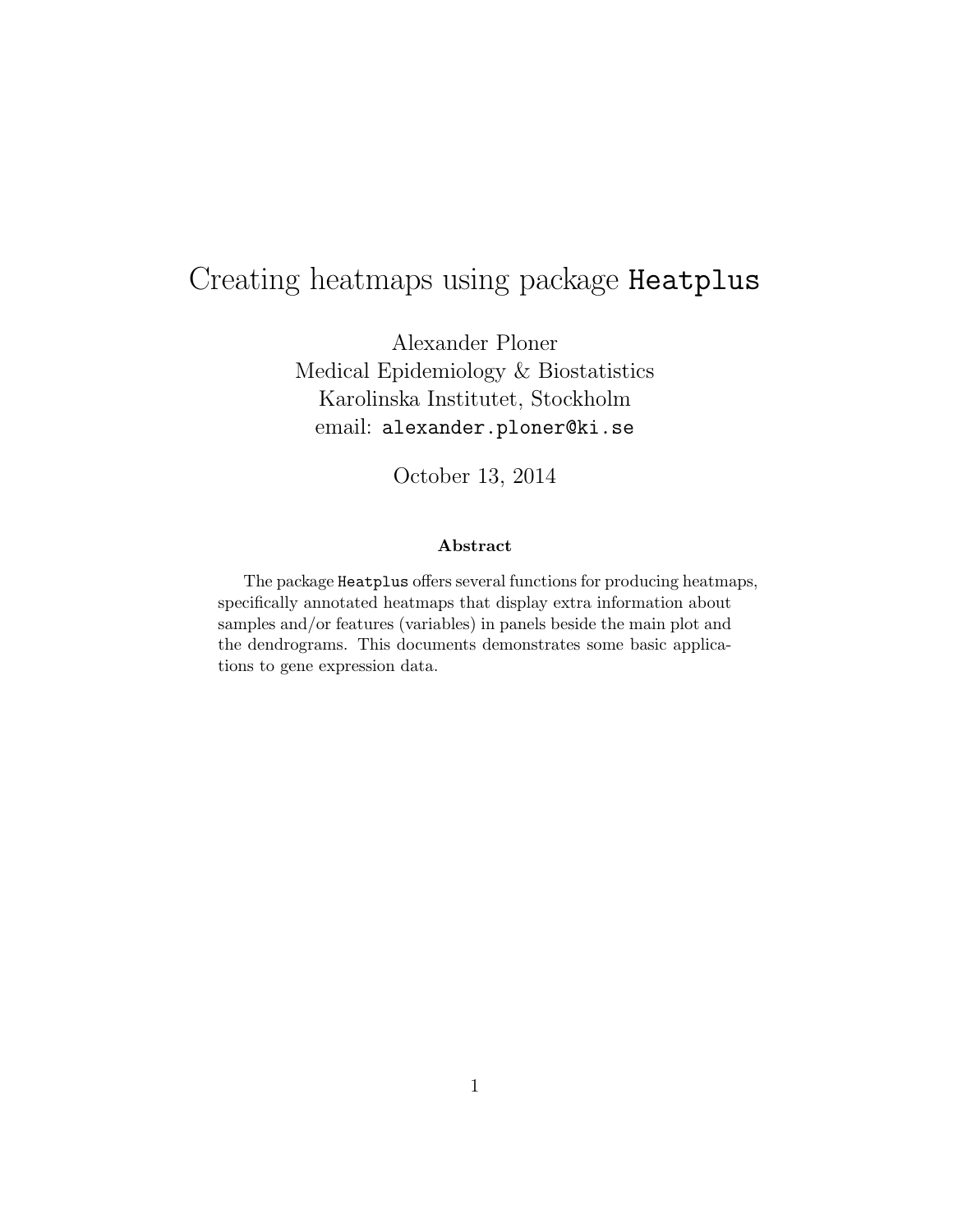# Creating heatmaps using package `Heatplus`

Alexander Ploner
Medical Epidemiology & Biostatistics
Karolinska Institutet, Stockholm
email: `alexander.ploner@ki.se`

October 13, 2014

**Abstract**

The package `Heatplus` offers several functions for producing heatmaps, specifically annotated heatmaps that display extra information about samples and/or features (variables) in panels beside the main plot and the dendrograms. This documents demonstrates some basic applications to gene expression data.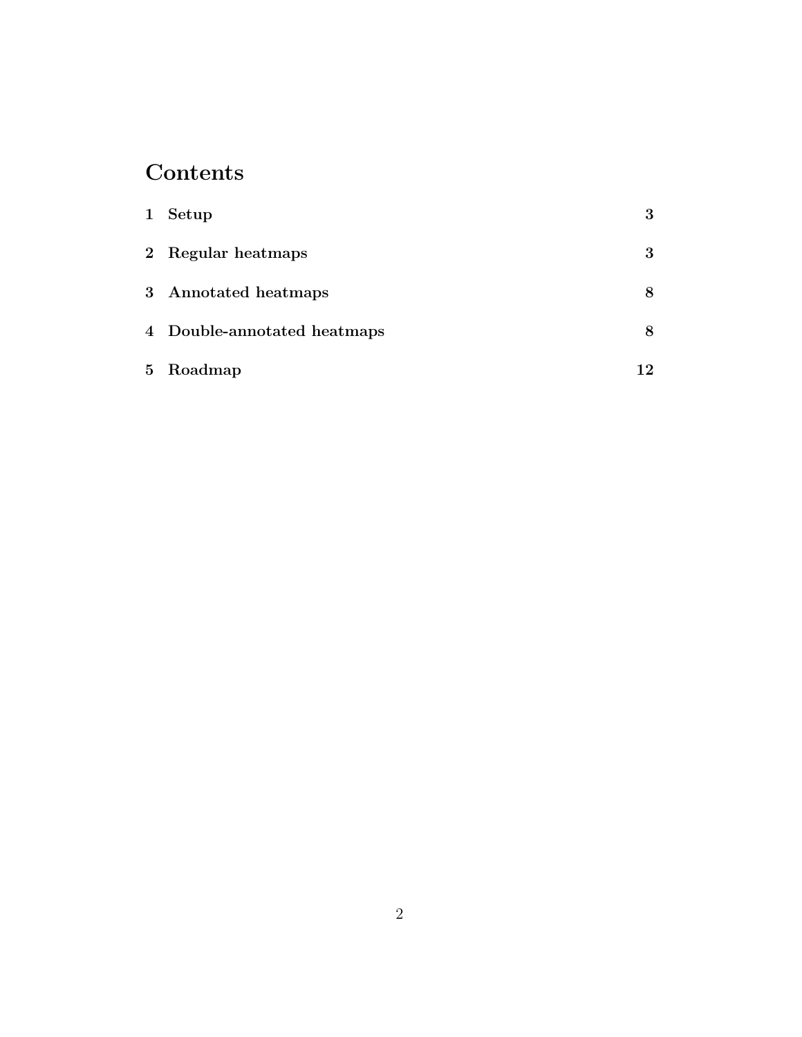# Contents

| | | |
|---|---|---|
| **1** | **Setup** | **3** |
| **2** | **Regular heatmaps** | **3** |
| **3** | **Annotated heatmaps** | **8** |
| **4** | **Double-annotated heatmaps** | **8** |
| **5** | **Roadmap** | **12** |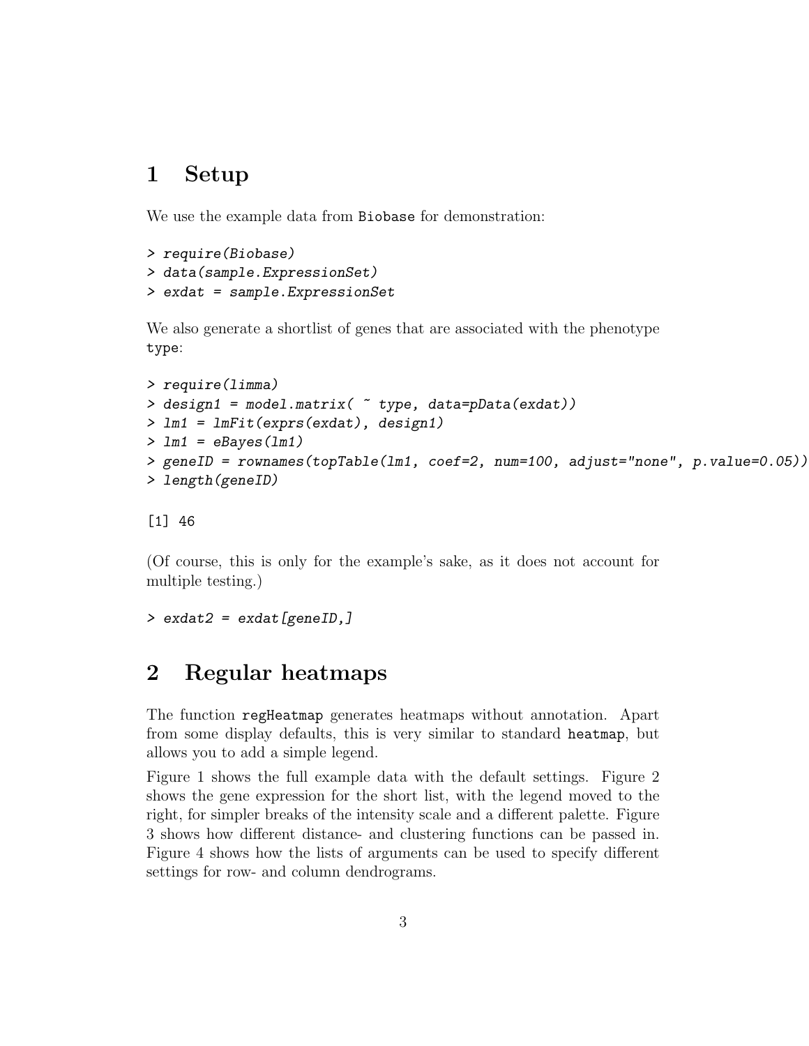# 1 Setup

We use the example data from `Biobase` for demonstration:

```
> require(Biobase)
> data(sample.ExpressionSet)
> exdat = sample.ExpressionSet
```

We also generate a shortlist of genes that are associated with the phenotype `type`:

```
> require(limma)
> design1 = model.matrix( ~ type, data=pData(exdat))
> lm1 = lmFit(exprs(exdat), design1)
> lm1 = eBayes(lm1)
> geneID = rownames(topTable(lm1, coef=2, num=100, adjust="none", p.value=0.05))
> length(geneID)
```

```
[1] 46
```

(Of course, this is only for the example's sake, as it does not account for multiple testing.)

```
> exdat2 = exdat[geneID,]
```

# 2 Regular heatmaps

The function `regHeatmap` generates heatmaps without annotation. Apart from some display defaults, this is very similar to standard `heatmap`, but allows you to add a simple legend.

Figure 1 shows the full example data with the default settings. Figure 2 shows the gene expression for the short list, with the legend moved to the right, for simpler breaks of the intensity scale and a different palette. Figure 3 shows how different distance- and clustering functions can be passed in. Figure 4 shows how the lists of arguments can be used to specify different settings for row- and column dendrograms.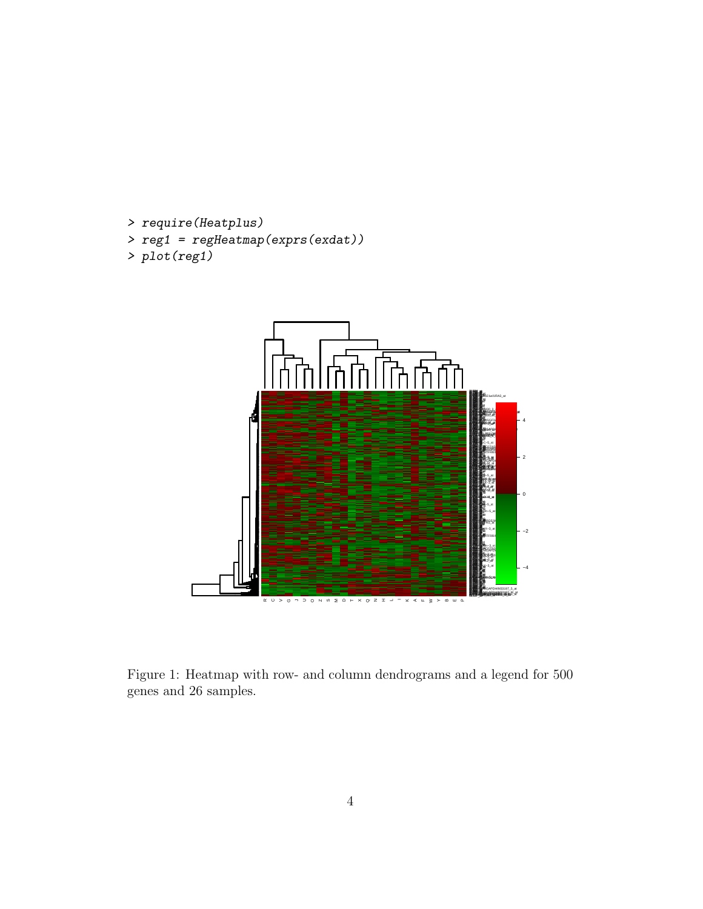```
> require(Heatplus)
> reg1 = regHeatmap(exprs(exdat))
> plot(reg1)
```

Figure 1: Heatmap with row- and column dendrograms and a legend for 500 genes and 26 samples.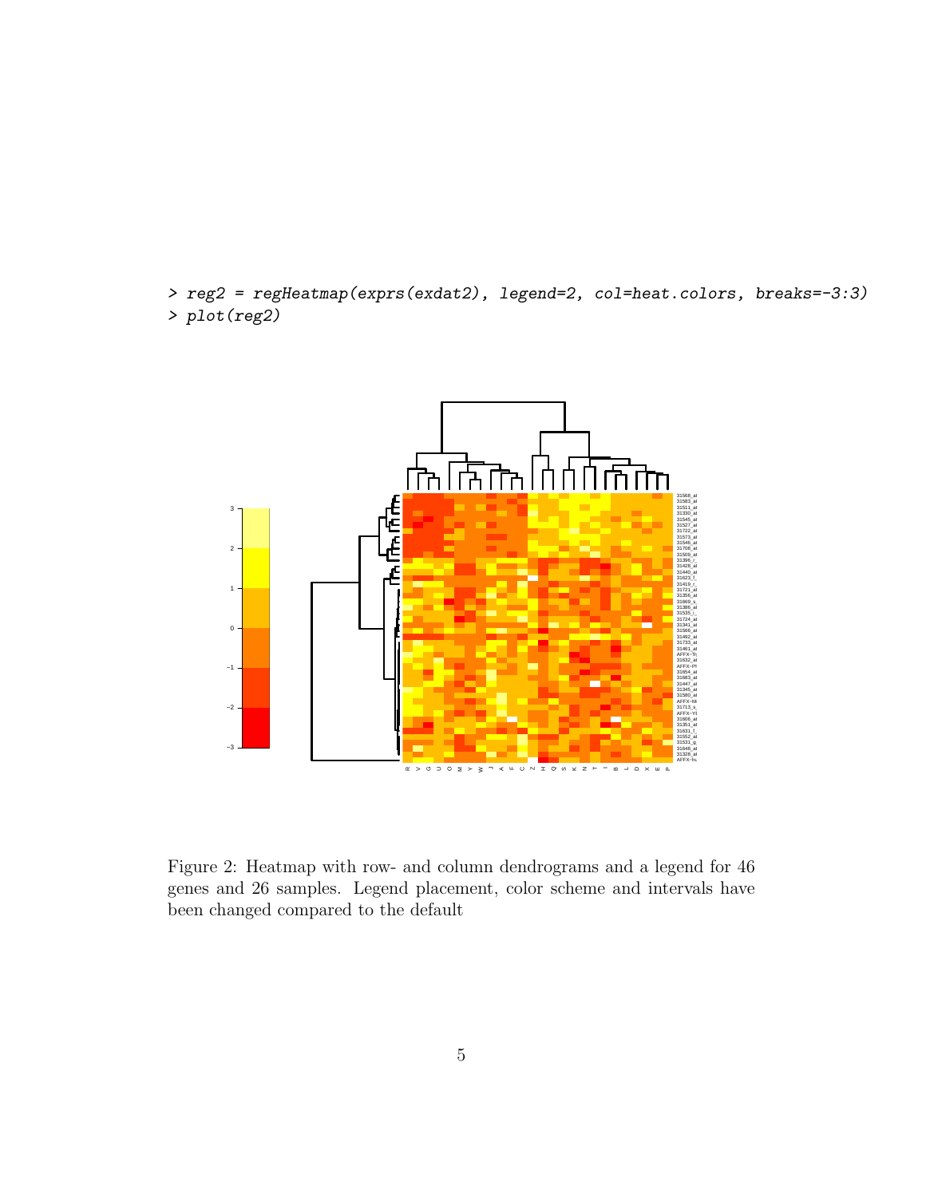```
> reg2 = regHeatmap(exprs(exdat2), legend=2, col=heat.colors, breaks=-3:3)
> plot(reg2)
```

Figure 2: Heatmap with row- and column dendrograms and a legend for 46 genes and 26 samples. Legend placement, color scheme and intervals have been changed compared to the default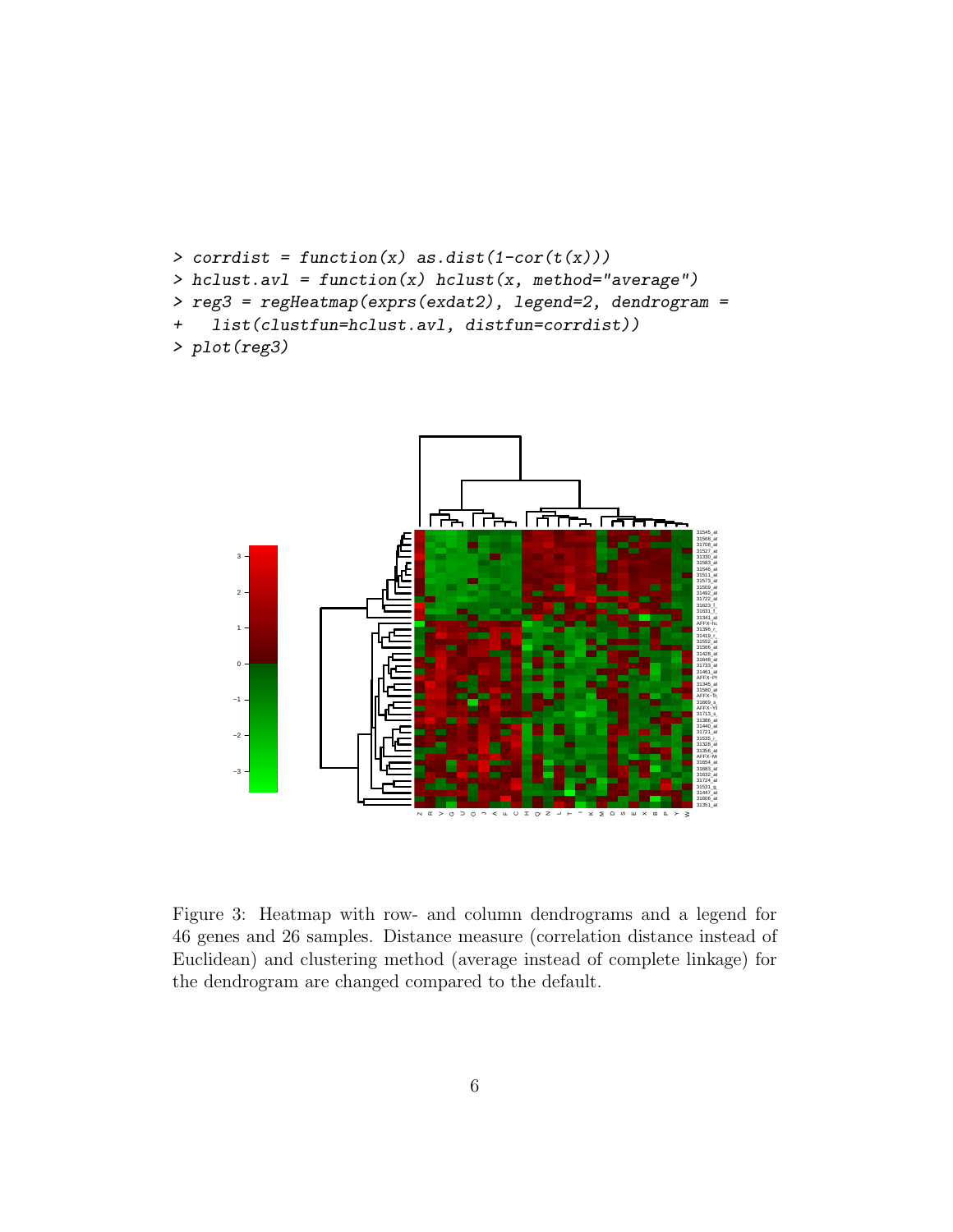```
> corrdist = function(x) as.dist(1-cor(t(x)))
> hclust.avl = function(x) hclust(x, method="average")
> reg3 = regHeatmap(exprs(exdat2), legend=2, dendrogram =
+   list(clustfun=hclust.avl, distfun=corrdist))
> plot(reg3)
```

Figure 3: Heatmap with row- and column dendrograms and a legend for 46 genes and 26 samples. Distance measure (correlation distance instead of Euclidean) and clustering method (average instead of complete linkage) for the dendrogram are changed compared to the default.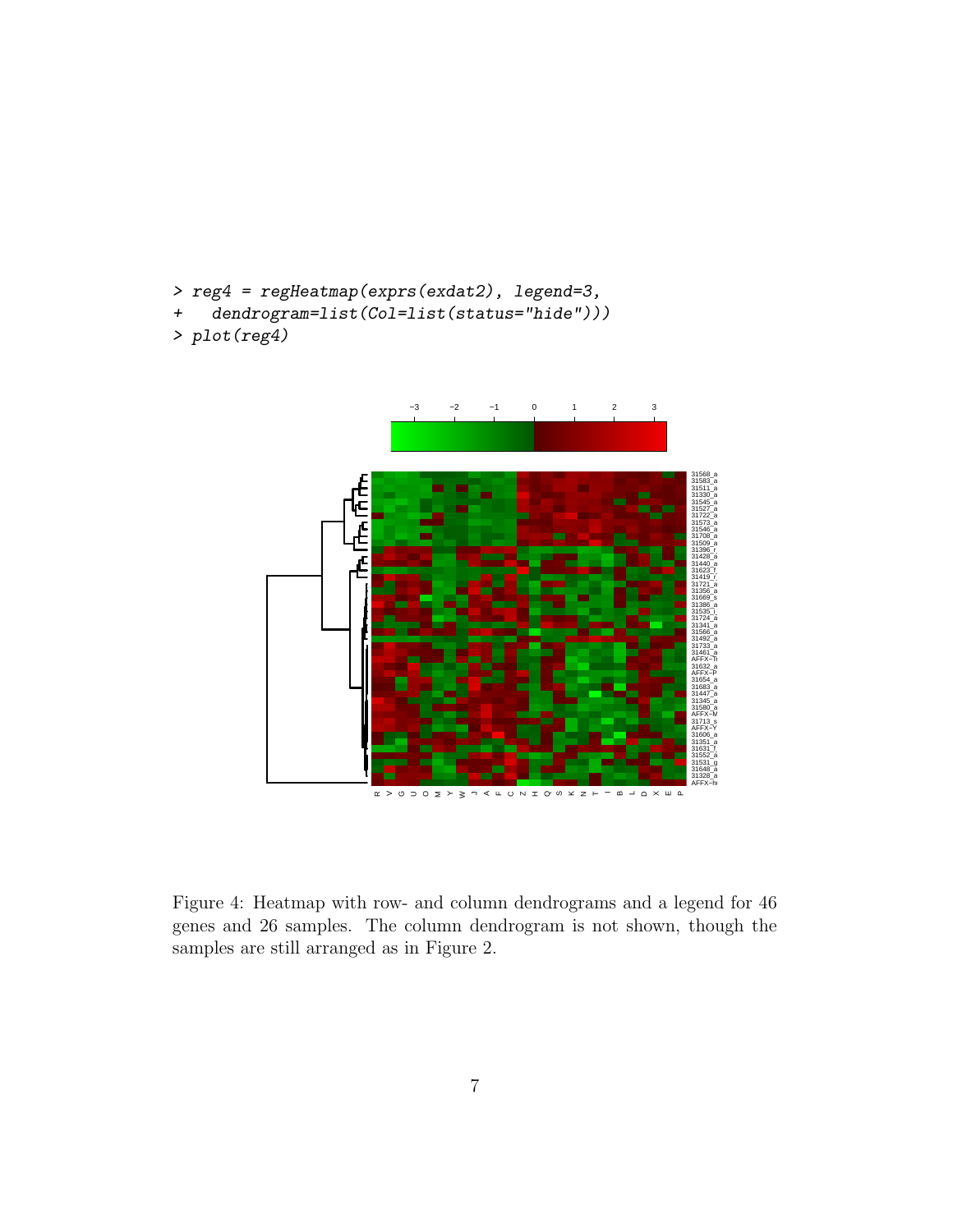```
> reg4 = regHeatmap(exprs(exdat2), legend=3,
+    dendrogram=list(Col=list(status="hide")))
> plot(reg4)
```

Figure 4: Heatmap with row- and column dendrograms and a legend for 46 genes and 26 samples. The column dendrogram is not shown, though the samples are still arranged as in Figure 2.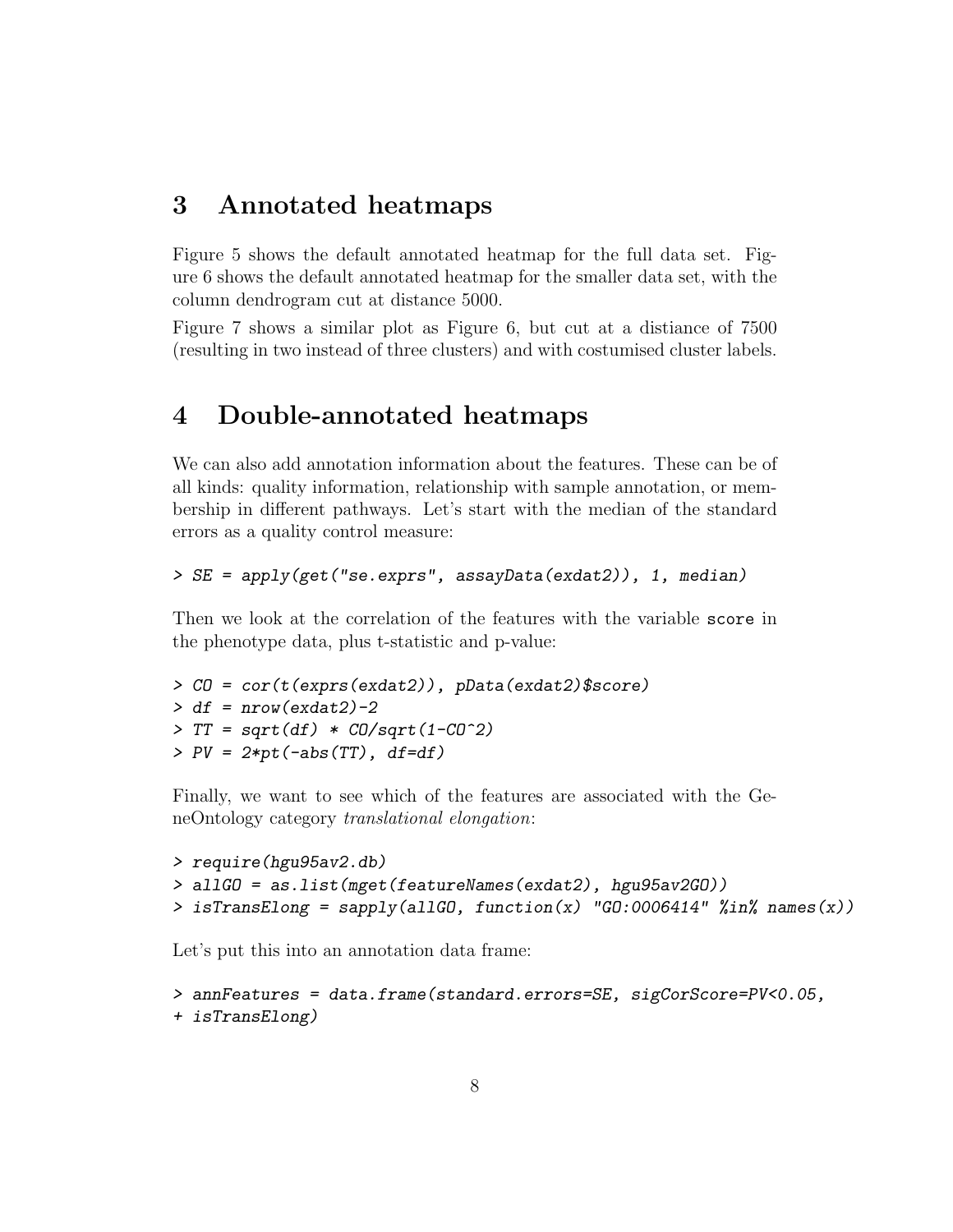## 3 Annotated heatmaps

Figure 5 shows the default annotated heatmap for the full data set. Figure 6 shows the default annotated heatmap for the smaller data set, with the column dendrogram cut at distance 5000.

Figure 7 shows a similar plot as Figure 6, but cut at a distiance of 7500 (resulting in two instead of three clusters) and with costumised cluster labels.

## 4 Double-annotated heatmaps

We can also add annotation information about the features. These can be of all kinds: quality information, relationship with sample annotation, or membership in different pathways. Let's start with the median of the standard errors as a quality control measure:

```
> SE = apply(get("se.exprs", assayData(exdat2)), 1, median)
```

Then we look at the correlation of the features with the variable `score` in the phenotype data, plus t-statistic and p-value:

```
> CO = cor(t(exprs(exdat2)), pData(exdat2)$score)
> df = nrow(exdat2)-2
> TT = sqrt(df) * CO/sqrt(1-CO^2)
> PV = 2*pt(-abs(TT), df=df)
```

Finally, we want to see which of the features are associated with the GeneOntology category *translational elongation*:

```
> require(hgu95av2.db)
> allGO = as.list(mget(featureNames(exdat2), hgu95av2GO))
> isTransElong = sapply(allGO, function(x) "GO:0006414" %in% names(x))
```

Let's put this into an annotation data frame:

```
> annFeatures = data.frame(standard.errors=SE, sigCorScore=PV<0.05,
+ isTransElong)
```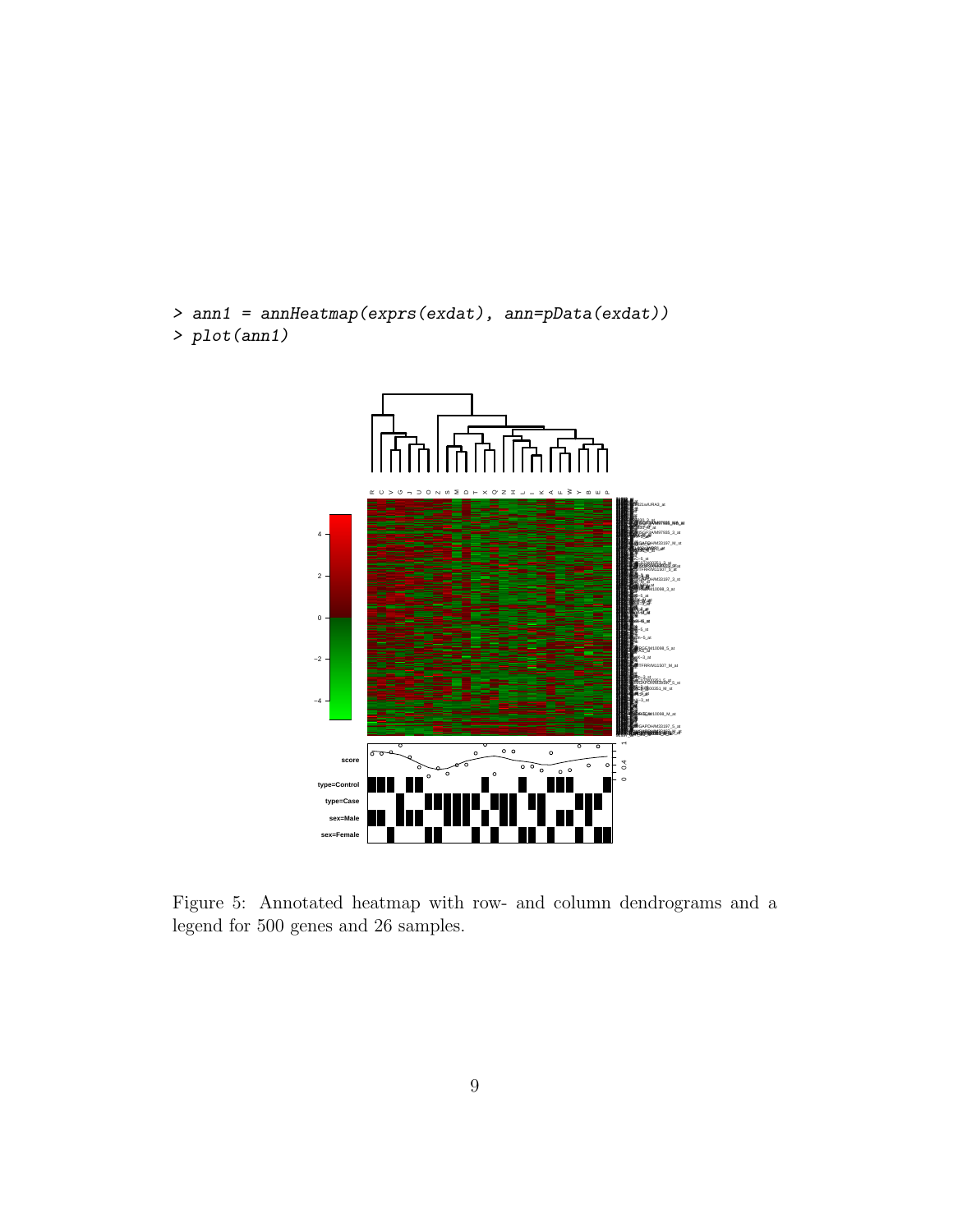```
> ann1 = annHeatmap(exprs(exdat), ann=pData(exdat))
> plot(ann1)
```

Figure 5: Annotated heatmap with row- and column dendrograms and a legend for 500 genes and 26 samples.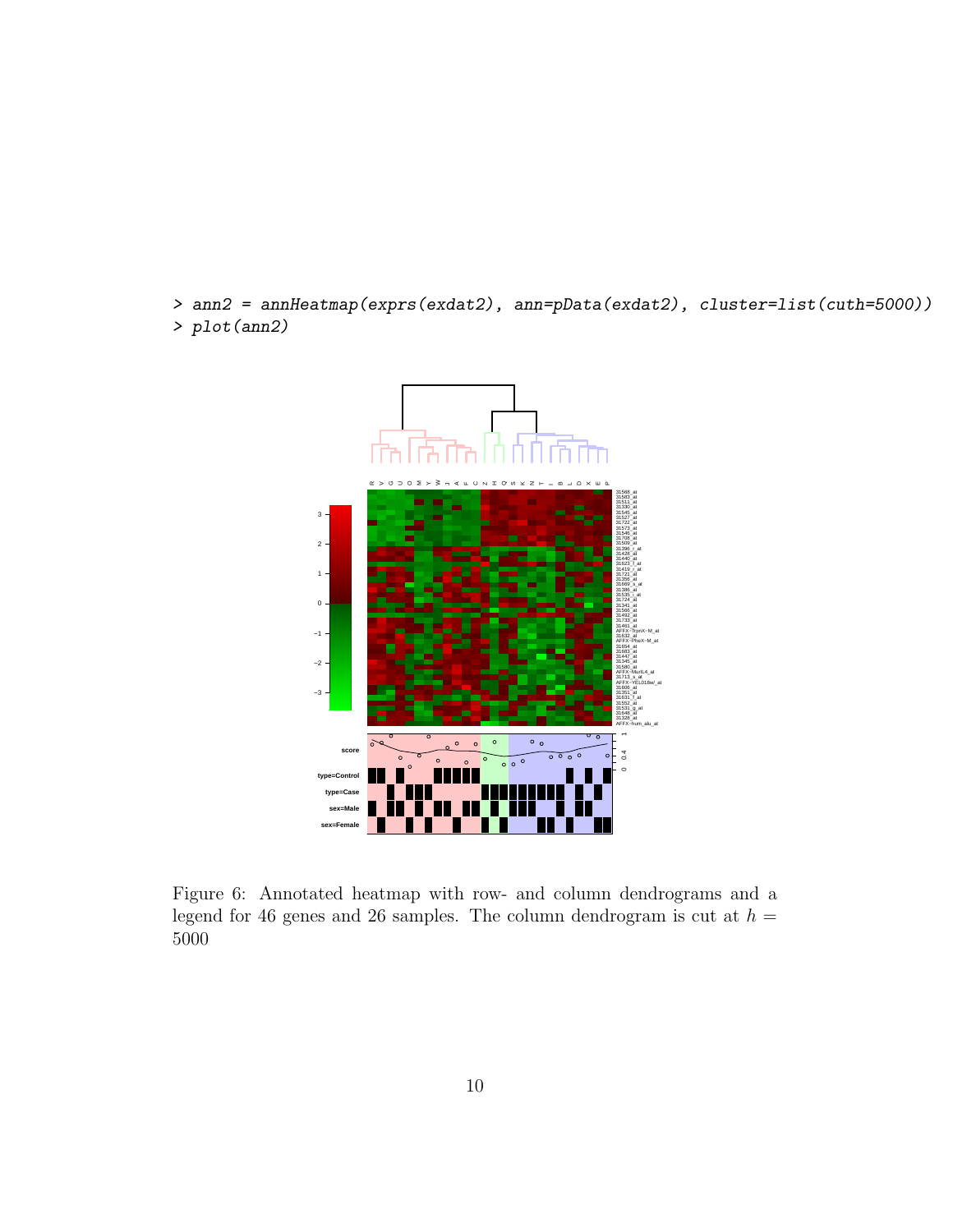```
> ann2 = annHeatmap(exprs(exdat2), ann=pData(exdat2), cluster=list(cuth=5000))
> plot(ann2)
```

Figure 6: Annotated heatmap with row- and column dendrograms and a legend for 46 genes and 26 samples. The column dendrogram is cut at $h = 5000$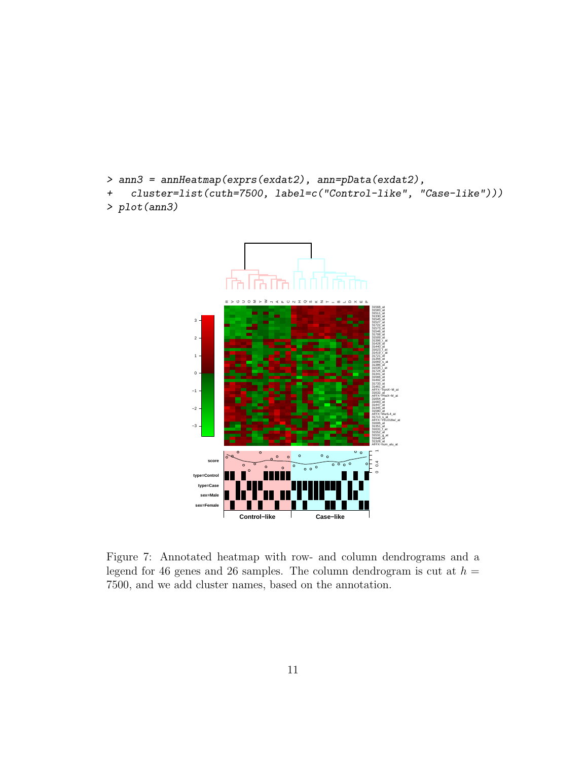```
> ann3 = annHeatmap(exprs(exdat2), ann=pData(exdat2),
+   cluster=list(cuth=7500, label=c("Control-like", "Case-like")))
> plot(ann3)
```

Figure 7: Annotated heatmap with row- and column dendrograms and a legend for 46 genes and 26 samples. The column dendrogram is cut at $h = 7500$, and we add cluster names, based on the annotation.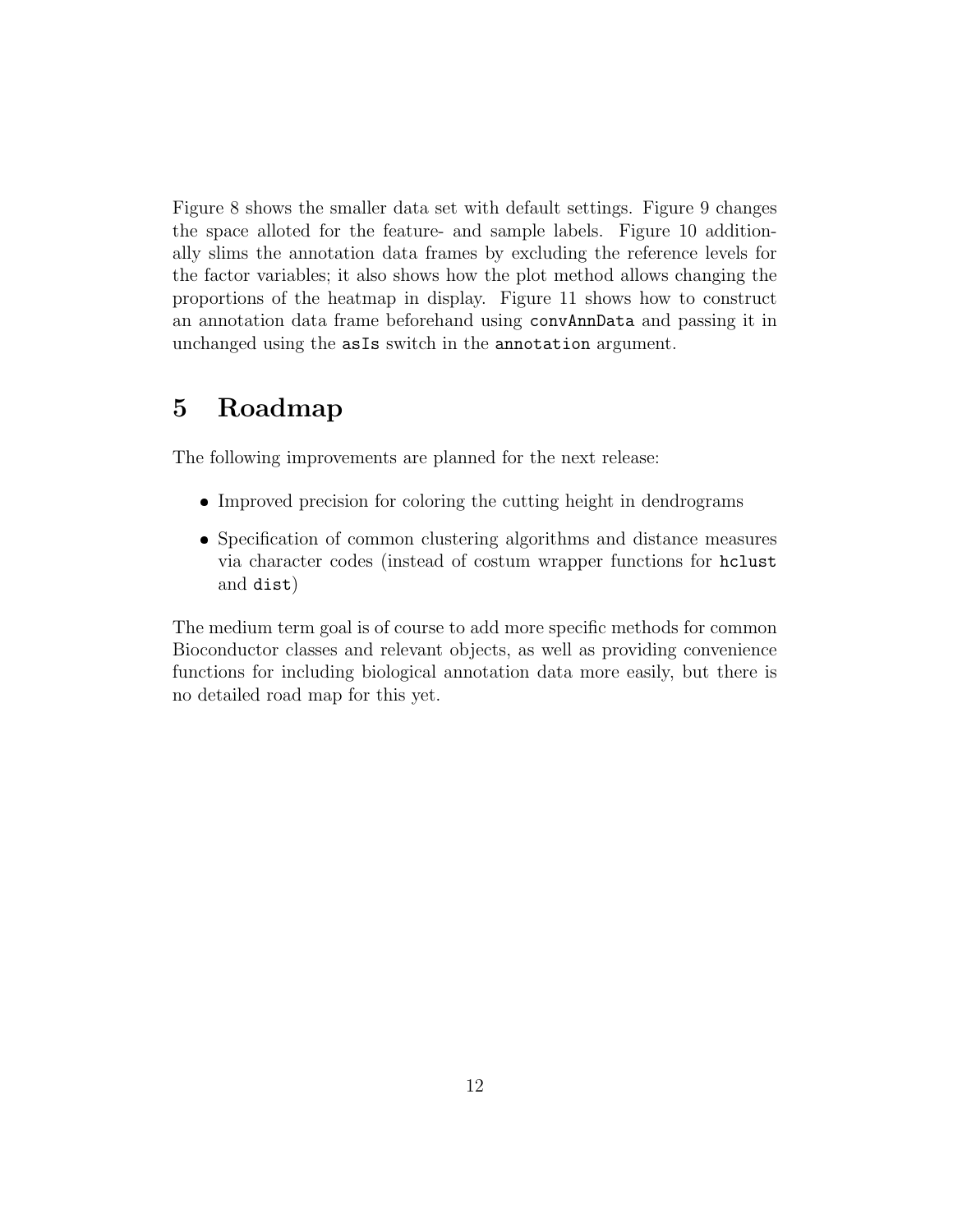Figure 8 shows the smaller data set with default settings. Figure 9 changes the space alloted for the feature- and sample labels. Figure 10 additionally slims the annotation data frames by excluding the reference levels for the factor variables; it also shows how the plot method allows changing the proportions of the heatmap in display. Figure 11 shows how to construct an annotation data frame beforehand using `convAnnData` and passing it in unchanged using the `asIs` switch in the `annotation` argument.

# 5 Roadmap

The following improvements are planned for the next release:

- Improved precision for coloring the cutting height in dendrograms
- Specification of common clustering algorithms and distance measures via character codes (instead of costum wrapper functions for `hclust` and `dist`)

The medium term goal is of course to add more specific methods for common Bioconductor classes and relevant objects, as well as providing convenience functions for including biological annotation data more easily, but there is no detailed road map for this yet.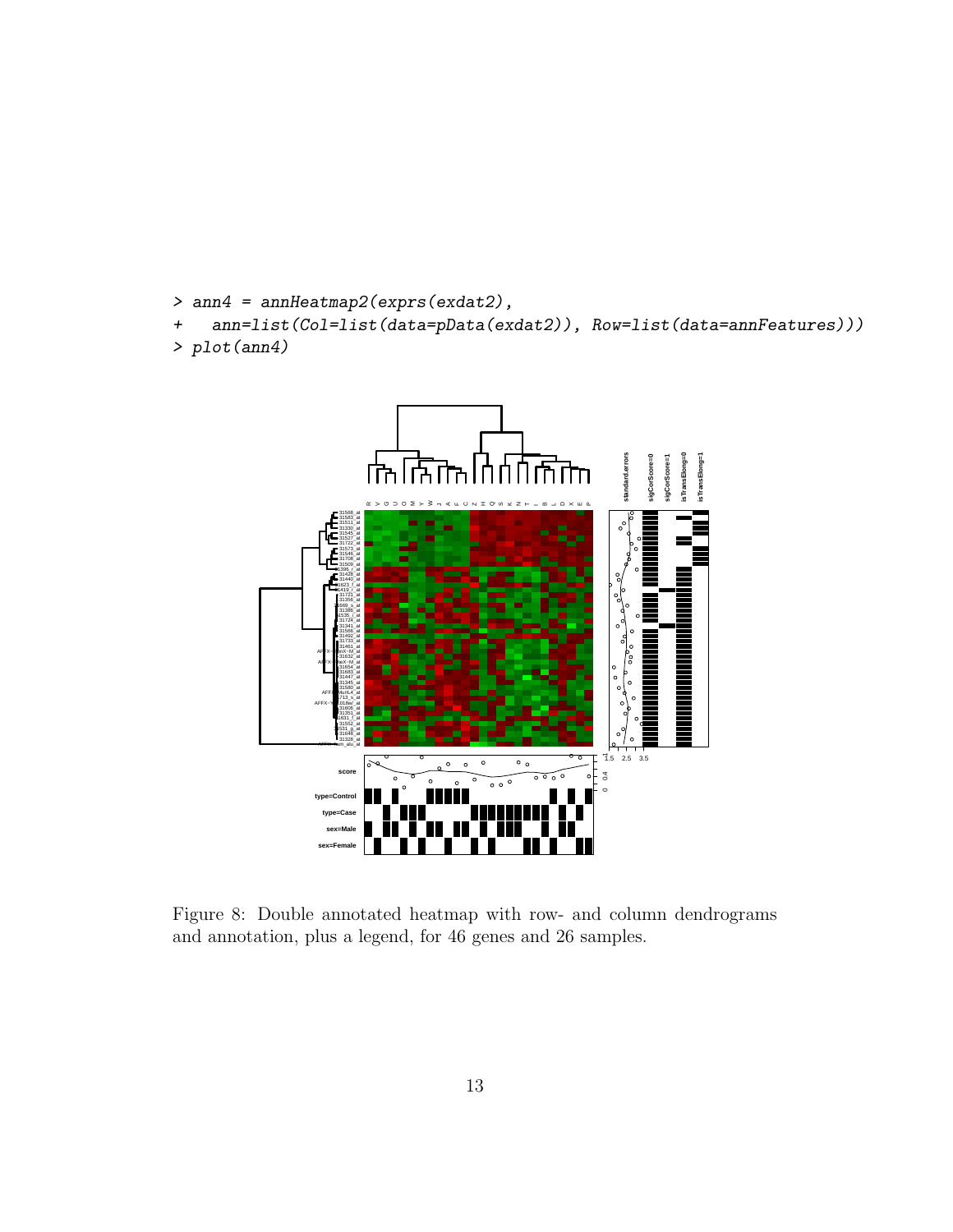```
> ann4 = annHeatmap2(exprs(exdat2),
+   ann=list(Col=list(data=pData(exdat2)), Row=list(data=annFeatures)))
> plot(ann4)
```

Figure 8: Double annotated heatmap with row- and column dendrograms and annotation, plus a legend, for 46 genes and 26 samples.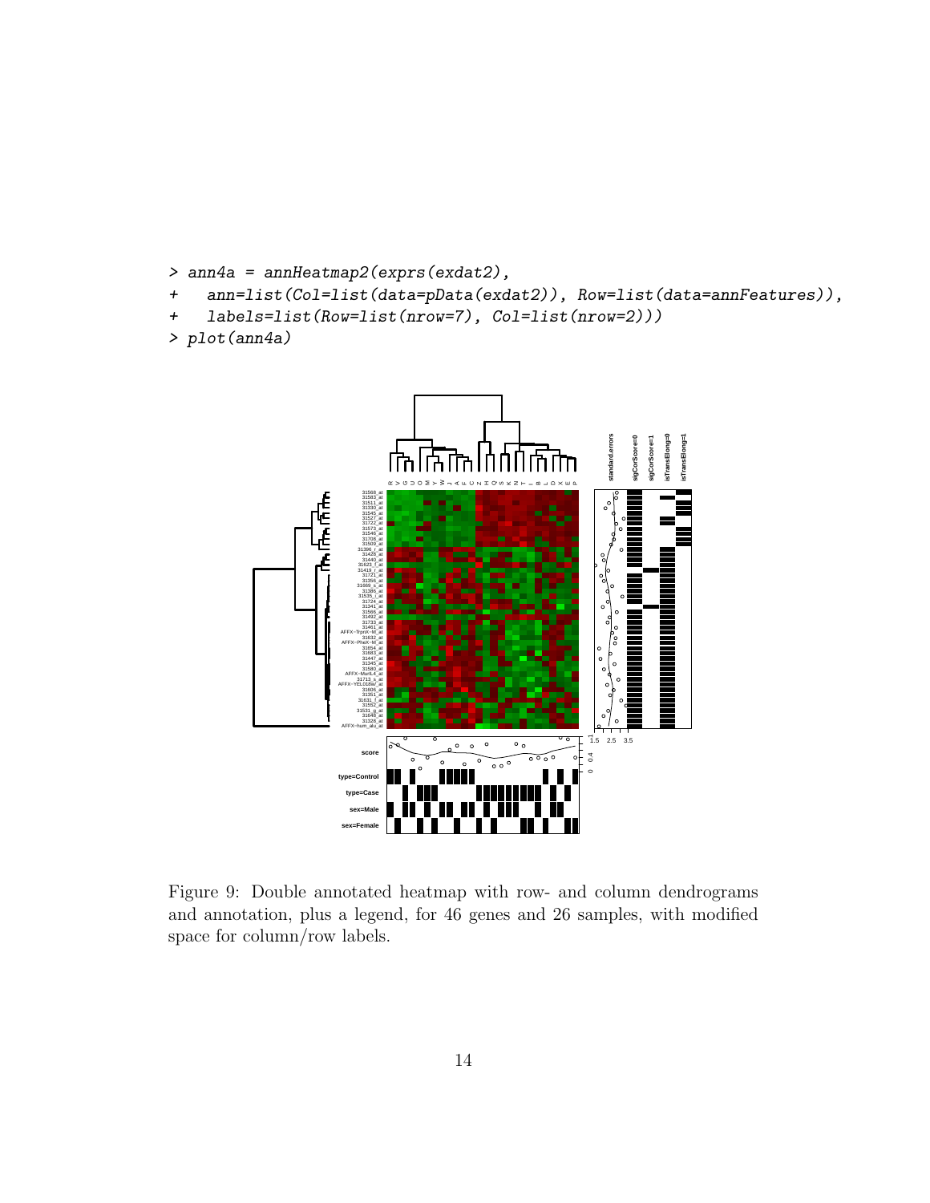```
> ann4a = annHeatmap2(exprs(exdat2),
+   ann=list(Col=list(data=pData(exdat2)), Row=list(data=annFeatures)),
+   labels=list(Row=list(nrow=7), Col=list(nrow=2)))
> plot(ann4a)
```

Figure 9: Double annotated heatmap with row- and column dendrograms and annotation, plus a legend, for 46 genes and 26 samples, with modified space for column/row labels.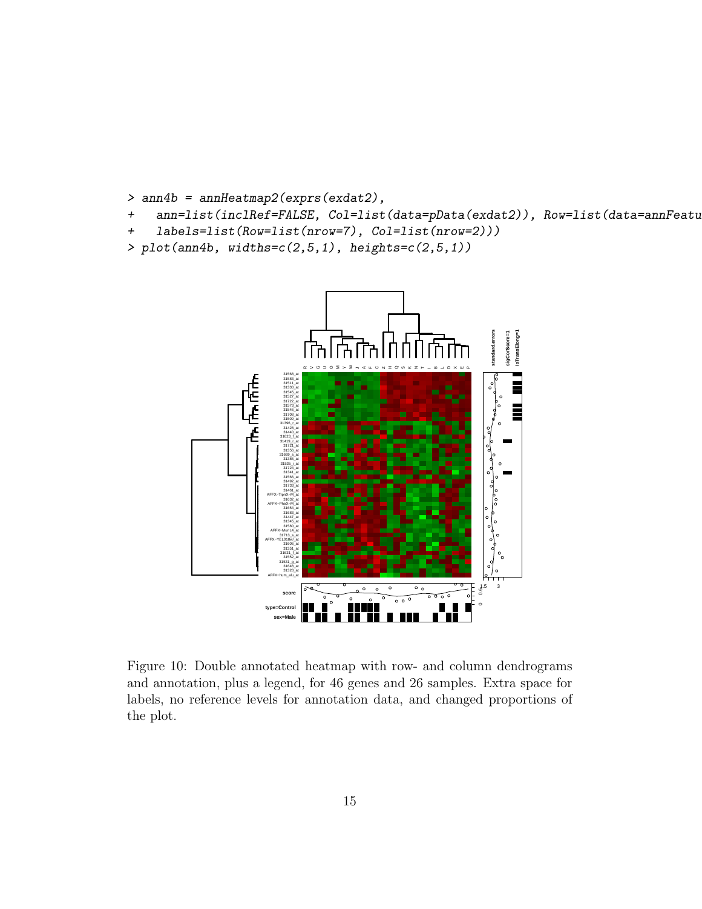```
> ann4b = annHeatmap2(exprs(exdat2),
+   ann=list(inclRef=FALSE, Col=list(data=pData(exdat2)), Row=list(data=annFeatu
+   labels=list(Row=list(nrow=7), Col=list(nrow=2)))
> plot(ann4b, widths=c(2,5,1), heights=c(2,5,1))
```

Figure 10: Double annotated heatmap with row- and column dendrograms and annotation, plus a legend, for 46 genes and 26 samples. Extra space for labels, no reference levels for annotation data, and changed proportions of the plot.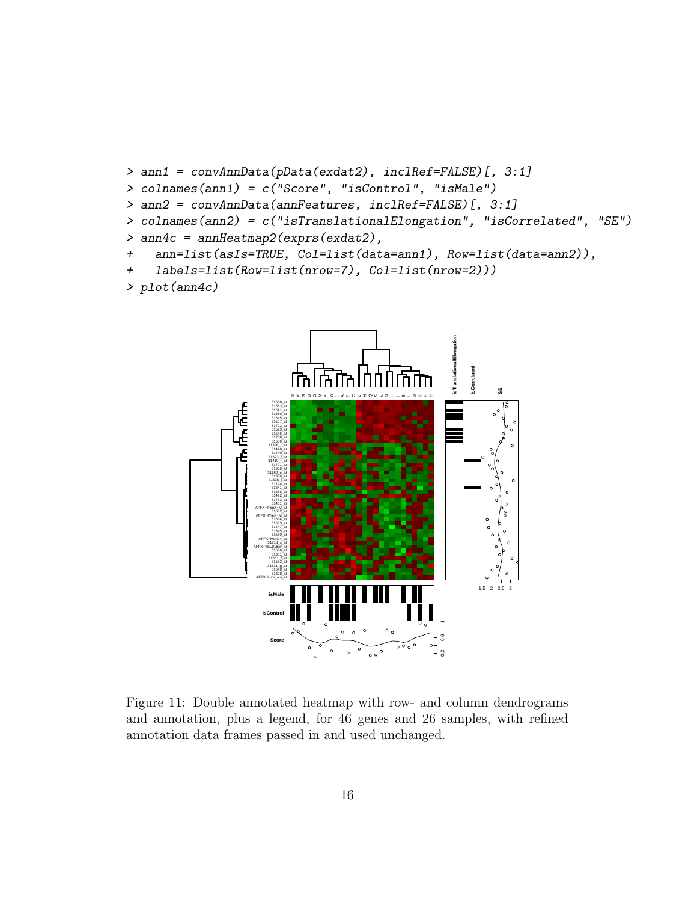```
> ann1 = convAnnData(pData(exdat2), inclRef=FALSE)[, 3:1]
> colnames(ann1) = c("Score", "isControl", "isMale")
> ann2 = convAnnData(annFeatures, inclRef=FALSE)[, 3:1]
> colnames(ann2) = c("isTranslationalElongation", "isCorrelated", "SE")
> ann4c = annHeatmap2(exprs(exdat2),
+   ann=list(asIs=TRUE, Col=list(data=ann1), Row=list(data=ann2)),
+   labels=list(Row=list(nrow=7), Col=list(nrow=2)))
> plot(ann4c)
```

Figure 11: Double annotated heatmap with row- and column dendrograms and annotation, plus a legend, for 46 genes and 26 samples, with refined annotation data frames passed in and used unchanged.